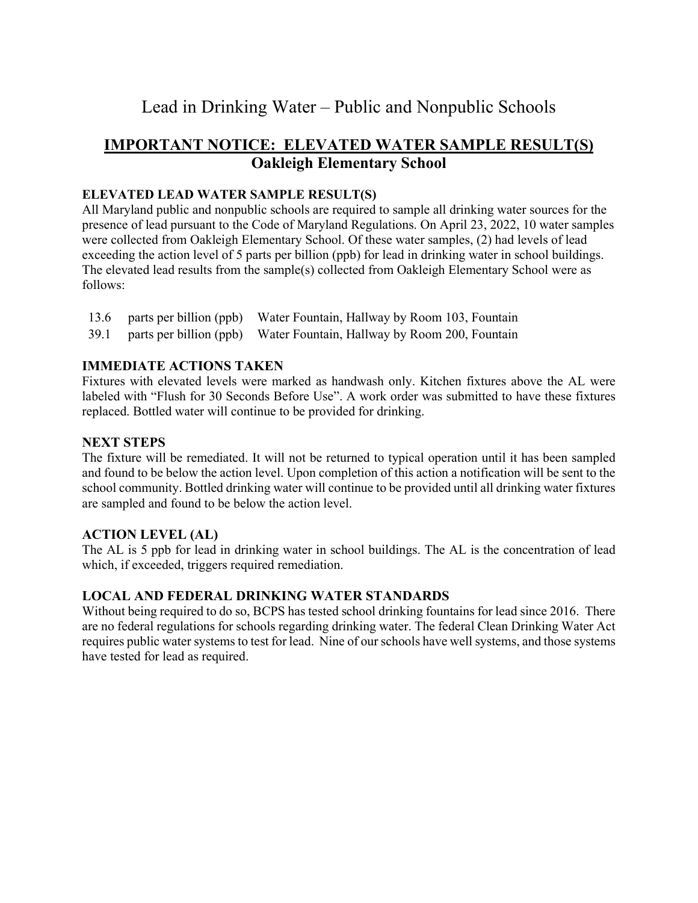# Lead in Drinking Water – Public and Nonpublic Schools

## IMPORTANT NOTICE: ELEVATED WATER SAMPLE RESULT(S)
## Oakleigh Elementary School

### ELEVATED LEAD WATER SAMPLE RESULT(S)

All Maryland public and nonpublic schools are required to sample all drinking water sources for the presence of lead pursuant to the Code of Maryland Regulations. On April 23, 2022, 10 water samples were collected from Oakleigh Elementary School. Of these water samples, (2) had levels of lead exceeding the action level of 5 parts per billion (ppb) for lead in drinking water in school buildings. The elevated lead results from the sample(s) collected from Oakleigh Elementary School were as follows:

| | | |
|---|---|---|
| 13.6 | parts per billion (ppb) | Water Fountain, Hallway by Room 103, Fountain |
| 39.1 | parts per billion (ppb) | Water Fountain, Hallway by Room 200, Fountain |

### IMMEDIATE ACTIONS TAKEN

Fixtures with elevated levels were marked as handwash only. Kitchen fixtures above the AL were labeled with "Flush for 30 Seconds Before Use". A work order was submitted to have these fixtures replaced. Bottled water will continue to be provided for drinking.

### NEXT STEPS

The fixture will be remediated. It will not be returned to typical operation until it has been sampled and found to be below the action level. Upon completion of this action a notification will be sent to the school community. Bottled drinking water will continue to be provided until all drinking water fixtures are sampled and found to be below the action level.

### ACTION LEVEL (AL)

The AL is 5 ppb for lead in drinking water in school buildings. The AL is the concentration of lead which, if exceeded, triggers required remediation.

### LOCAL AND FEDERAL DRINKING WATER STANDARDS

Without being required to do so, BCPS has tested school drinking fountains for lead since 2016. There are no federal regulations for schools regarding drinking water. The federal Clean Drinking Water Act requires public water systems to test for lead. Nine of our schools have well systems, and those systems have tested for lead as required.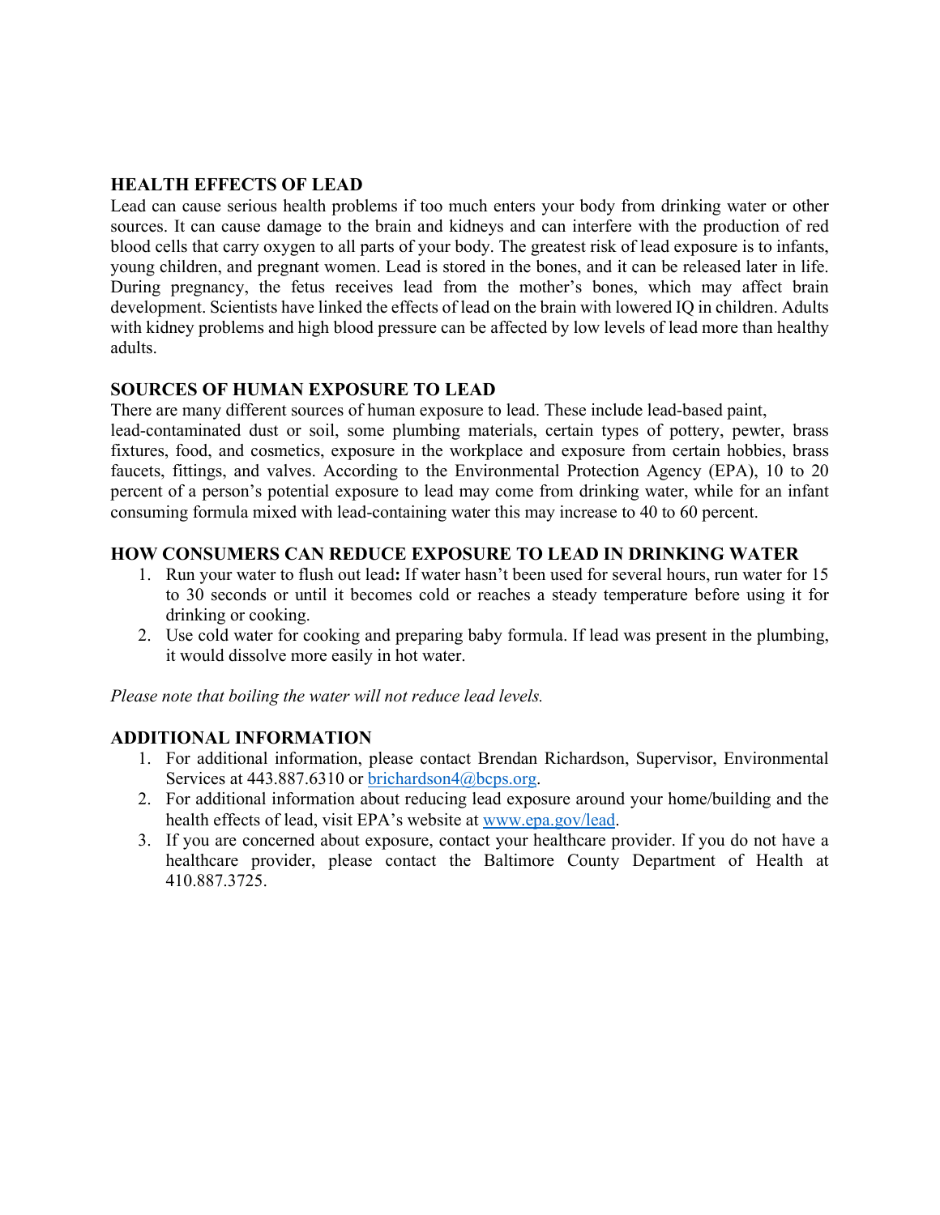## HEALTH EFFECTS OF LEAD

Lead can cause serious health problems if too much enters your body from drinking water or other sources. It can cause damage to the brain and kidneys and can interfere with the production of red blood cells that carry oxygen to all parts of your body. The greatest risk of lead exposure is to infants, young children, and pregnant women. Lead is stored in the bones, and it can be released later in life. During pregnancy, the fetus receives lead from the mother's bones, which may affect brain development. Scientists have linked the effects of lead on the brain with lowered IQ in children. Adults with kidney problems and high blood pressure can be affected by low levels of lead more than healthy adults.

## SOURCES OF HUMAN EXPOSURE TO LEAD

There are many different sources of human exposure to lead. These include lead-based paint, lead-contaminated dust or soil, some plumbing materials, certain types of pottery, pewter, brass fixtures, food, and cosmetics, exposure in the workplace and exposure from certain hobbies, brass faucets, fittings, and valves. According to the Environmental Protection Agency (EPA), 10 to 20 percent of a person's potential exposure to lead may come from drinking water, while for an infant consuming formula mixed with lead-containing water this may increase to 40 to 60 percent.

## HOW CONSUMERS CAN REDUCE EXPOSURE TO LEAD IN DRINKING WATER

1. Run your water to flush out lead**:** If water hasn't been used for several hours, run water for 15 to 30 seconds or until it becomes cold or reaches a steady temperature before using it for drinking or cooking.
2. Use cold water for cooking and preparing baby formula. If lead was present in the plumbing, it would dissolve more easily in hot water.

*Please note that boiling the water will not reduce lead levels.*

## ADDITIONAL INFORMATION

1. For additional information, please contact Brendan Richardson, Supervisor, Environmental Services at 443.887.6310 or brichardson4@bcps.org.
2. For additional information about reducing lead exposure around your home/building and the health effects of lead, visit EPA's website at www.epa.gov/lead.
3. If you are concerned about exposure, contact your healthcare provider. If you do not have a healthcare provider, please contact the Baltimore County Department of Health at 410.887.3725.